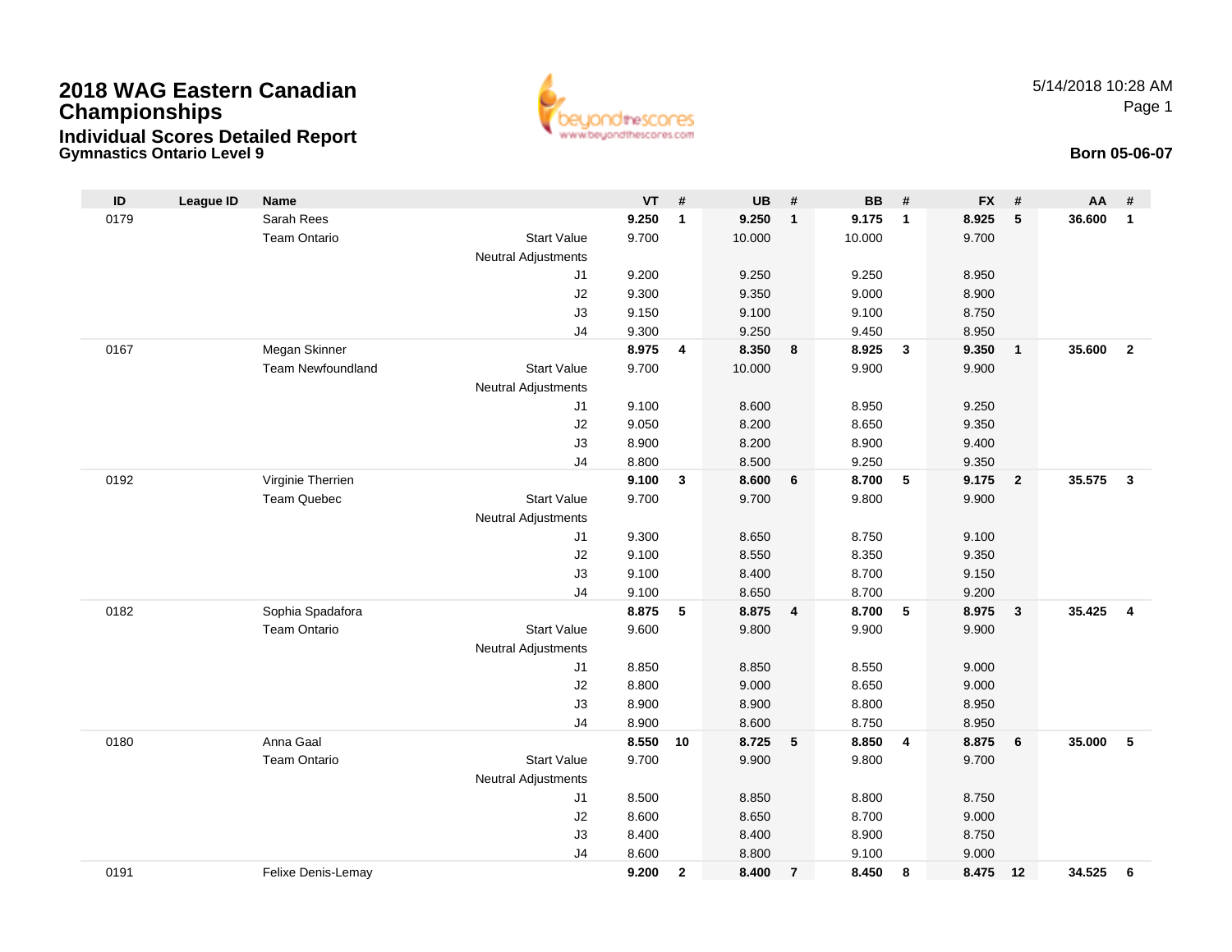# 2018 WAG Eastern Canadian Championships

## Individual Scores Detailed Report

### Gymnastics Ontario Level 9

5/14/2018 10:28 AM

**Born 05-06-07**

| ID | League ID | Name | | VT | # | UB | # | BB | # | FX | # | AA | # |
|---|---|---|---|---|---|---|---|---|---|---|---|---|---|
| 0179 | | Sarah Rees | | **9.250** | **1** | **9.250** | **1** | **9.175** | **1** | **8.925** | **5** | **36.600** | **1** |
| | | Team Ontario | Start Value | 9.700 | | 10.000 | | 10.000 | | 9.700 | | | |
| | | | Neutral Adjustments | | | | | | | | | | |
| | | | J1 | 9.200 | | 9.250 | | 9.250 | | 8.950 | | | |
| | | | J2 | 9.300 | | 9.350 | | 9.000 | | 8.900 | | | |
| | | | J3 | 9.150 | | 9.100 | | 9.100 | | 8.750 | | | |
| | | | J4 | 9.300 | | 9.250 | | 9.450 | | 8.950 | | | |
| 0167 | | Megan Skinner | | **8.975** | **4** | **8.350** | **8** | **8.925** | **3** | **9.350** | **1** | **35.600** | **2** |
| | | Team Newfoundland | Start Value | 9.700 | | 10.000 | | 9.900 | | 9.900 | | | |
| | | | Neutral Adjustments | | | | | | | | | | |
| | | | J1 | 9.100 | | 8.600 | | 8.950 | | 9.250 | | | |
| | | | J2 | 9.050 | | 8.200 | | 8.650 | | 9.350 | | | |
| | | | J3 | 8.900 | | 8.200 | | 8.900 | | 9.400 | | | |
| | | | J4 | 8.800 | | 8.500 | | 9.250 | | 9.350 | | | |
| 0192 | | Virginie Therrien | | **9.100** | **3** | **8.600** | **6** | **8.700** | **5** | **9.175** | **2** | **35.575** | **3** |
| | | Team Quebec | Start Value | 9.700 | | 9.700 | | 9.800 | | 9.900 | | | |
| | | | Neutral Adjustments | | | | | | | | | | |
| | | | J1 | 9.300 | | 8.650 | | 8.750 | | 9.100 | | | |
| | | | J2 | 9.100 | | 8.550 | | 8.350 | | 9.350 | | | |
| | | | J3 | 9.100 | | 8.400 | | 8.700 | | 9.150 | | | |
| | | | J4 | 9.100 | | 8.650 | | 8.700 | | 9.200 | | | |
| 0182 | | Sophia Spadafora | | **8.875** | **5** | **8.875** | **4** | **8.700** | **5** | **8.975** | **3** | **35.425** | **4** |
| | | Team Ontario | Start Value | 9.600 | | 9.800 | | 9.900 | | 9.900 | | | |
| | | | Neutral Adjustments | | | | | | | | | | |
| | | | J1 | 8.850 | | 8.850 | | 8.550 | | 9.000 | | | |
| | | | J2 | 8.800 | | 9.000 | | 8.650 | | 9.000 | | | |
| | | | J3 | 8.900 | | 8.900 | | 8.800 | | 8.950 | | | |
| | | | J4 | 8.900 | | 8.600 | | 8.750 | | 8.950 | | | |
| 0180 | | Anna Gaal | | **8.550** | **10** | **8.725** | **5** | **8.850** | **4** | **8.875** | **6** | **35.000** | **5** |
| | | Team Ontario | Start Value | 9.700 | | 9.900 | | 9.800 | | 9.700 | | | |
| | | | Neutral Adjustments | | | | | | | | | | |
| | | | J1 | 8.500 | | 8.850 | | 8.800 | | 8.750 | | | |
| | | | J2 | 8.600 | | 8.650 | | 8.700 | | 9.000 | | | |
| | | | J3 | 8.400 | | 8.400 | | 8.900 | | 8.750 | | | |
| | | | J4 | 8.600 | | 8.800 | | 9.100 | | 9.000 | | | |
| 0191 | | Felixe Denis-Lemay | | **9.200** | **2** | **8.400** | **7** | **8.450** | **8** | **8.475** | **12** | **34.525** | **6** |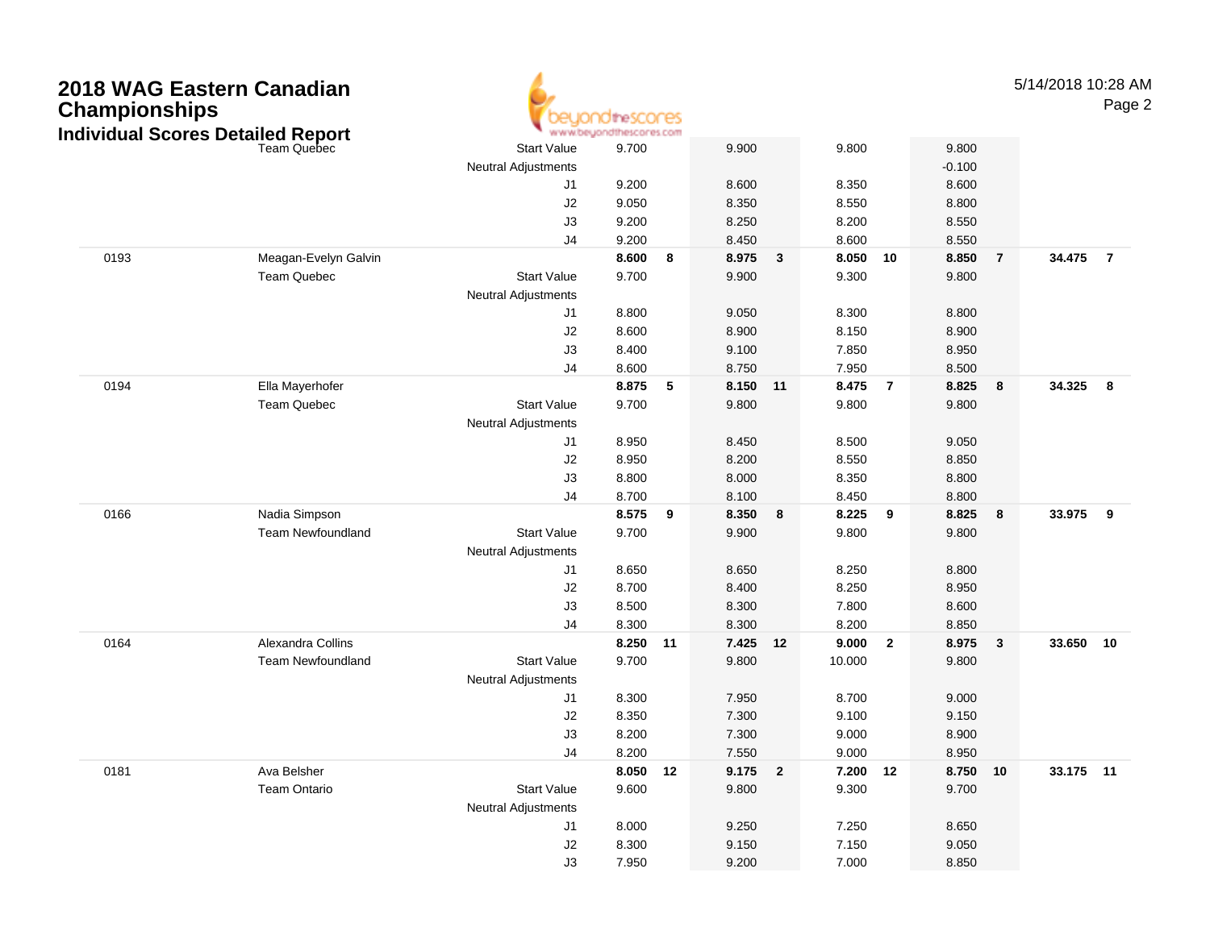# 2018 WAG Eastern Canadian Championships

## Individual Scores Detailed Report

| # | Name | | Vault | Rank | Bars | Rank | Beam | Rank | Floor | Rank | AA | Rank |
|---|---|---|---|---|---|---|---|---|---|---|---|---|
| | Team Quebec | Start Value | 9.700 | | 9.900 | | 9.800 | | 9.800 | | | |
| | | Neutral Adjustments | | | | | | | -0.100 | | | |
| | | J1 | 9.200 | | 8.600 | | 8.350 | | 8.600 | | | |
| | | J2 | 9.050 | | 8.350 | | 8.550 | | 8.800 | | | |
| | | J3 | 9.200 | | 8.250 | | 8.200 | | 8.550 | | | |
| | | J4 | 9.200 | | 8.450 | | 8.600 | | 8.550 | | | |
| 0193 | Meagan-Evelyn Galvin | | **8.600** | **8** | **8.975** | **3** | **8.050** | **10** | **8.850** | **7** | **34.475** | **7** |
| | Team Quebec | Start Value | 9.700 | | 9.900 | | 9.300 | | 9.800 | | | |
| | | Neutral Adjustments | | | | | | | | | | |
| | | J1 | 8.800 | | 9.050 | | 8.300 | | 8.800 | | | |
| | | J2 | 8.600 | | 8.900 | | 8.150 | | 8.900 | | | |
| | | J3 | 8.400 | | 9.100 | | 7.850 | | 8.950 | | | |
| | | J4 | 8.600 | | 8.750 | | 7.950 | | 8.500 | | | |
| 0194 | Ella Mayerhofer | | **8.875** | **5** | **8.150** | **11** | **8.475** | **7** | **8.825** | **8** | **34.325** | **8** |
| | Team Quebec | Start Value | 9.700 | | 9.800 | | 9.800 | | 9.800 | | | |
| | | Neutral Adjustments | | | | | | | | | | |
| | | J1 | 8.950 | | 8.450 | | 8.500 | | 9.050 | | | |
| | | J2 | 8.950 | | 8.200 | | 8.550 | | 8.850 | | | |
| | | J3 | 8.800 | | 8.000 | | 8.350 | | 8.800 | | | |
| | | J4 | 8.700 | | 8.100 | | 8.450 | | 8.800 | | | |
| 0166 | Nadia Simpson | | **8.575** | **9** | **8.350** | **8** | **8.225** | **9** | **8.825** | **8** | **33.975** | **9** |
| | Team Newfoundland | Start Value | 9.700 | | 9.900 | | 9.800 | | 9.800 | | | |
| | | Neutral Adjustments | | | | | | | | | | |
| | | J1 | 8.650 | | 8.650 | | 8.250 | | 8.800 | | | |
| | | J2 | 8.700 | | 8.400 | | 8.250 | | 8.950 | | | |
| | | J3 | 8.500 | | 8.300 | | 7.800 | | 8.600 | | | |
| | | J4 | 8.300 | | 8.300 | | 8.200 | | 8.850 | | | |
| 0164 | Alexandra Collins | | **8.250** | **11** | **7.425** | **12** | **9.000** | **2** | **8.975** | **3** | **33.650** | **10** |
| | Team Newfoundland | Start Value | 9.700 | | 9.800 | | 10.000 | | 9.800 | | | |
| | | Neutral Adjustments | | | | | | | | | | |
| | | J1 | 8.300 | | 7.950 | | 8.700 | | 9.000 | | | |
| | | J2 | 8.350 | | 7.300 | | 9.100 | | 9.150 | | | |
| | | J3 | 8.200 | | 7.300 | | 9.000 | | 8.900 | | | |
| | | J4 | 8.200 | | 7.550 | | 9.000 | | 8.950 | | | |
| 0181 | Ava Belsher | | **8.050** | **12** | **9.175** | **2** | **7.200** | **12** | **8.750** | **10** | **33.175** | **11** |
| | Team Ontario | Start Value | 9.600 | | 9.800 | | 9.300 | | 9.700 | | | |
| | | Neutral Adjustments | | | | | | | | | | |
| | | J1 | 8.000 | | 9.250 | | 7.250 | | 8.650 | | | |
| | | J2 | 8.300 | | 9.150 | | 7.150 | | 9.050 | | | |
| | | J3 | 7.950 | | 9.200 | | 7.000 | | 8.850 | | | |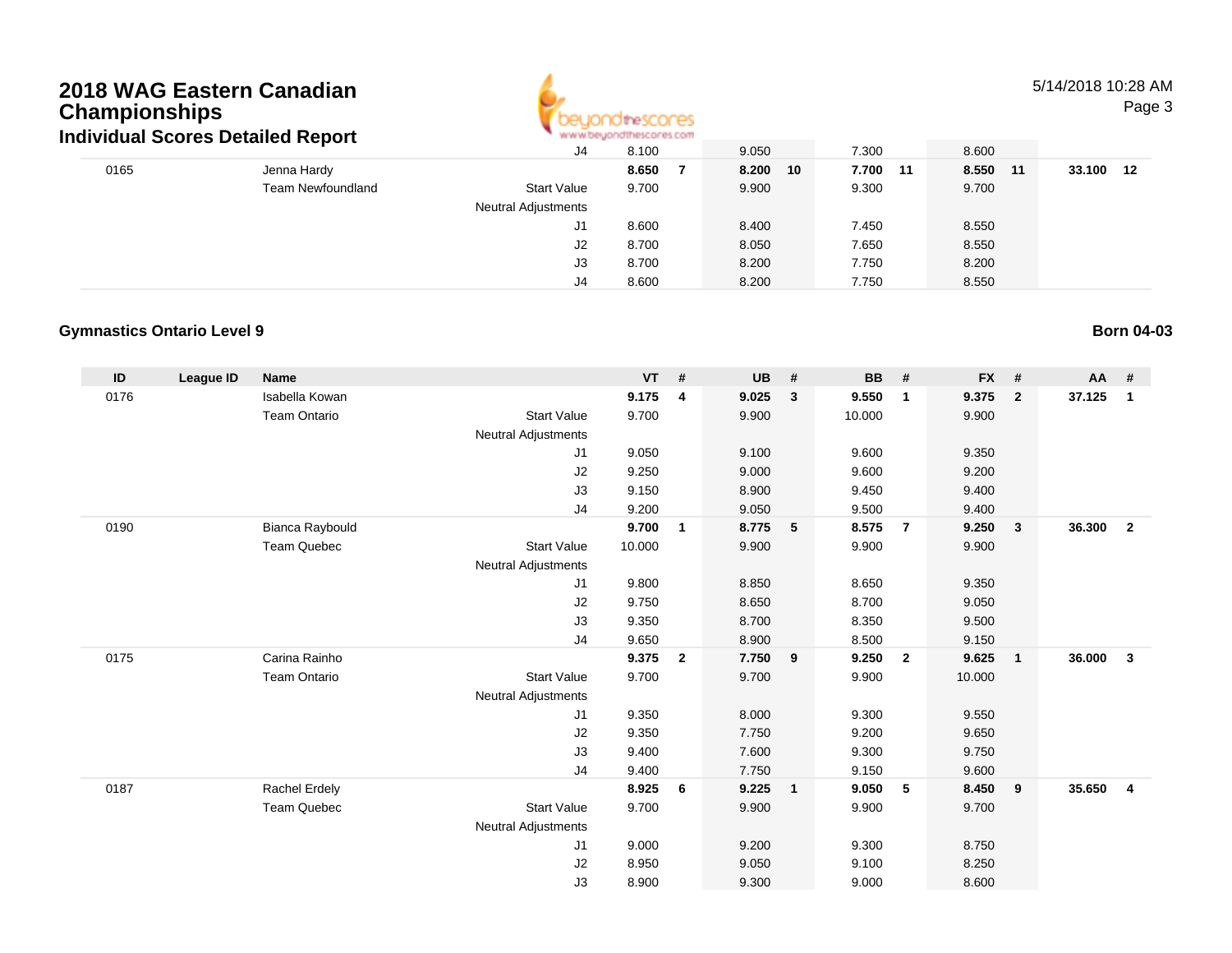# 2018 WAG Eastern Canadian Championships

## Individual Scores Detailed Report

| ID | League ID | Name | | VT | # | UB | # | BB | # | FX | # | AA | # |
|---|---|---|---|---|---|---|---|---|---|---|---|---|---|
| | | | J4 | 8.100 | | 9.050 | | 7.300 | | 8.600 | | | |
| 0165 | | Jenna Hardy | | **8.650** | **7** | **8.200** | **10** | **7.700** | **11** | **8.550** | **11** | **33.100** | **12** |
| | | Team Newfoundland | Start Value | 9.700 | | 9.900 | | 9.300 | | 9.700 | | | |
| | | | Neutral Adjustments | | | | | | | | | | |
| | | | J1 | 8.600 | | 8.400 | | 7.450 | | 8.550 | | | |
| | | | J2 | 8.700 | | 8.050 | | 7.650 | | 8.550 | | | |
| | | | J3 | 8.700 | | 8.200 | | 7.750 | | 8.200 | | | |
| | | | J4 | 8.600 | | 8.200 | | 7.750 | | 8.550 | | | |

### Gymnastics Ontario Level 9

**Born 04-03**

| ID | League ID | Name | | VT | # | UB | # | BB | # | FX | # | AA | # |
|---|---|---|---|---|---|---|---|---|---|---|---|---|---|
| 0176 | | Isabella Kowan | | **9.175** | **4** | **9.025** | **3** | **9.550** | **1** | **9.375** | **2** | **37.125** | **1** |
| | | Team Ontario | Start Value | 9.700 | | 9.900 | | 10.000 | | 9.900 | | | |
| | | | Neutral Adjustments | | | | | | | | | | |
| | | | J1 | 9.050 | | 9.100 | | 9.600 | | 9.350 | | | |
| | | | J2 | 9.250 | | 9.000 | | 9.600 | | 9.200 | | | |
| | | | J3 | 9.150 | | 8.900 | | 9.450 | | 9.400 | | | |
| | | | J4 | 9.200 | | 9.050 | | 9.500 | | 9.400 | | | |
| 0190 | | Bianca Raybould | | **9.700** | **1** | **8.775** | **5** | **8.575** | **7** | **9.250** | **3** | **36.300** | **2** |
| | | Team Quebec | Start Value | 10.000 | | 9.900 | | 9.900 | | 9.900 | | | |
| | | | Neutral Adjustments | | | | | | | | | | |
| | | | J1 | 9.800 | | 8.850 | | 8.650 | | 9.350 | | | |
| | | | J2 | 9.750 | | 8.650 | | 8.700 | | 9.050 | | | |
| | | | J3 | 9.350 | | 8.700 | | 8.350 | | 9.500 | | | |
| | | | J4 | 9.650 | | 8.900 | | 8.500 | | 9.150 | | | |
| 0175 | | Carina Rainho | | **9.375** | **2** | **7.750** | **9** | **9.250** | **2** | **9.625** | **1** | **36.000** | **3** |
| | | Team Ontario | Start Value | 9.700 | | 9.700 | | 9.900 | | 10.000 | | | |
| | | | Neutral Adjustments | | | | | | | | | | |
| | | | J1 | 9.350 | | 8.000 | | 9.300 | | 9.550 | | | |
| | | | J2 | 9.350 | | 7.750 | | 9.200 | | 9.650 | | | |
| | | | J3 | 9.400 | | 7.600 | | 9.300 | | 9.750 | | | |
| | | | J4 | 9.400 | | 7.750 | | 9.150 | | 9.600 | | | |
| 0187 | | Rachel Erdely | | **8.925** | **6** | **9.225** | **1** | **9.050** | **5** | **8.450** | **9** | **35.650** | **4** |
| | | Team Quebec | Start Value | 9.700 | | 9.900 | | 9.900 | | 9.700 | | | |
| | | | Neutral Adjustments | | | | | | | | | | |
| | | | J1 | 9.000 | | 9.200 | | 9.300 | | 8.750 | | | |
| | | | J2 | 8.950 | | 9.050 | | 9.100 | | 8.250 | | | |
| | | | J3 | 8.900 | | 9.300 | | 9.000 | | 8.600 | | | |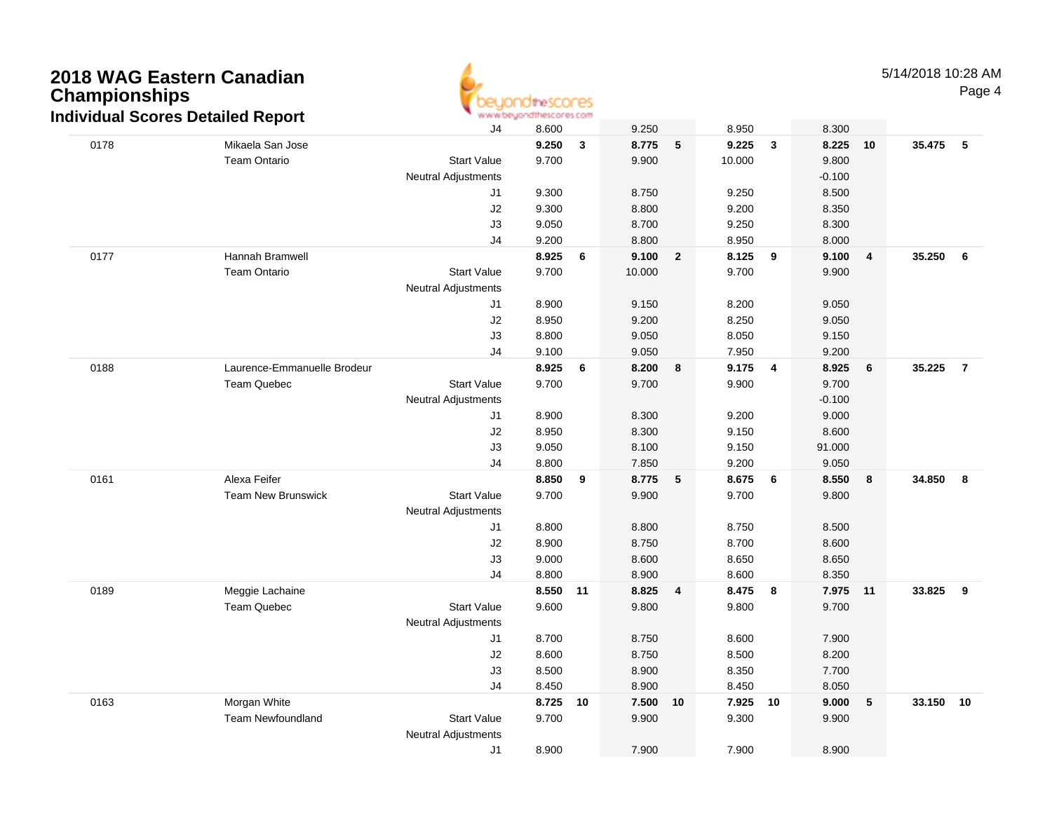# 2018 WAG Eastern Canadian Championships

## Individual Scores Detailed Report

| | | | Vault | Rank | Bars | Rank | Beam | Rank | Floor | Rank | AA | Rank |
|---|---|---|---|---|---|---|---|---|---|---|---|---|
| | | J4 | 8.600 | | 9.250 | | 8.950 | | 8.300 | | | |
| 0178 | Mikaela San Jose | | **9.250** | **3** | **8.775** | **5** | **9.225** | **3** | **8.225** | **10** | **35.475** | **5** |
| | Team Ontario | Start Value | 9.700 | | 9.900 | | 10.000 | | 9.800 | | | |
| | | Neutral Adjustments | | | | | | | -0.100 | | | |
| | | J1 | 9.300 | | 8.750 | | 9.250 | | 8.500 | | | |
| | | J2 | 9.300 | | 8.800 | | 9.200 | | 8.350 | | | |
| | | J3 | 9.050 | | 8.700 | | 9.250 | | 8.300 | | | |
| | | J4 | 9.200 | | 8.800 | | 8.950 | | 8.000 | | | |
| 0177 | Hannah Bramwell | | **8.925** | **6** | **9.100** | **2** | **8.125** | **9** | **9.100** | **4** | **35.250** | **6** |
| | Team Ontario | Start Value | 9.700 | | 10.000 | | 9.700 | | 9.900 | | | |
| | | Neutral Adjustments | | | | | | | | | | |
| | | J1 | 8.900 | | 9.150 | | 8.200 | | 9.050 | | | |
| | | J2 | 8.950 | | 9.200 | | 8.250 | | 9.050 | | | |
| | | J3 | 8.800 | | 9.050 | | 8.050 | | 9.150 | | | |
| | | J4 | 9.100 | | 9.050 | | 7.950 | | 9.200 | | | |
| 0188 | Laurence-Emmanuelle Brodeur | | **8.925** | **6** | **8.200** | **8** | **9.175** | **4** | **8.925** | **6** | **35.225** | **7** |
| | Team Quebec | Start Value | 9.700 | | 9.700 | | 9.900 | | 9.700 | | | |
| | | Neutral Adjustments | | | | | | | -0.100 | | | |
| | | J1 | 8.900 | | 8.300 | | 9.200 | | 9.000 | | | |
| | | J2 | 8.950 | | 8.300 | | 9.150 | | 8.600 | | | |
| | | J3 | 9.050 | | 8.100 | | 9.150 | | 91.000 | | | |
| | | J4 | 8.800 | | 7.850 | | 9.200 | | 9.050 | | | |
| 0161 | Alexa Feifer | | **8.850** | **9** | **8.775** | **5** | **8.675** | **6** | **8.550** | **8** | **34.850** | **8** |
| | Team New Brunswick | Start Value | 9.700 | | 9.900 | | 9.700 | | 9.800 | | | |
| | | Neutral Adjustments | | | | | | | | | | |
| | | J1 | 8.800 | | 8.800 | | 8.750 | | 8.500 | | | |
| | | J2 | 8.900 | | 8.750 | | 8.700 | | 8.600 | | | |
| | | J3 | 9.000 | | 8.600 | | 8.650 | | 8.650 | | | |
| | | J4 | 8.800 | | 8.900 | | 8.600 | | 8.350 | | | |
| 0189 | Meggie Lachaine | | **8.550** | **11** | **8.825** | **4** | **8.475** | **8** | **7.975** | **11** | **33.825** | **9** |
| | Team Quebec | Start Value | 9.600 | | 9.800 | | 9.800 | | 9.700 | | | |
| | | Neutral Adjustments | | | | | | | | | | |
| | | J1 | 8.700 | | 8.750 | | 8.600 | | 7.900 | | | |
| | | J2 | 8.600 | | 8.750 | | 8.500 | | 8.200 | | | |
| | | J3 | 8.500 | | 8.900 | | 8.350 | | 7.700 | | | |
| | | J4 | 8.450 | | 8.900 | | 8.450 | | 8.050 | | | |
| 0163 | Morgan White | | **8.725** | **10** | **7.500** | **10** | **7.925** | **10** | **9.000** | **5** | **33.150** | **10** |
| | Team Newfoundland | Start Value | 9.700 | | 9.900 | | 9.300 | | 9.900 | | | |
| | | Neutral Adjustments | | | | | | | | | | |
| | | J1 | 8.900 | | 7.900 | | 7.900 | | 8.900 | | | |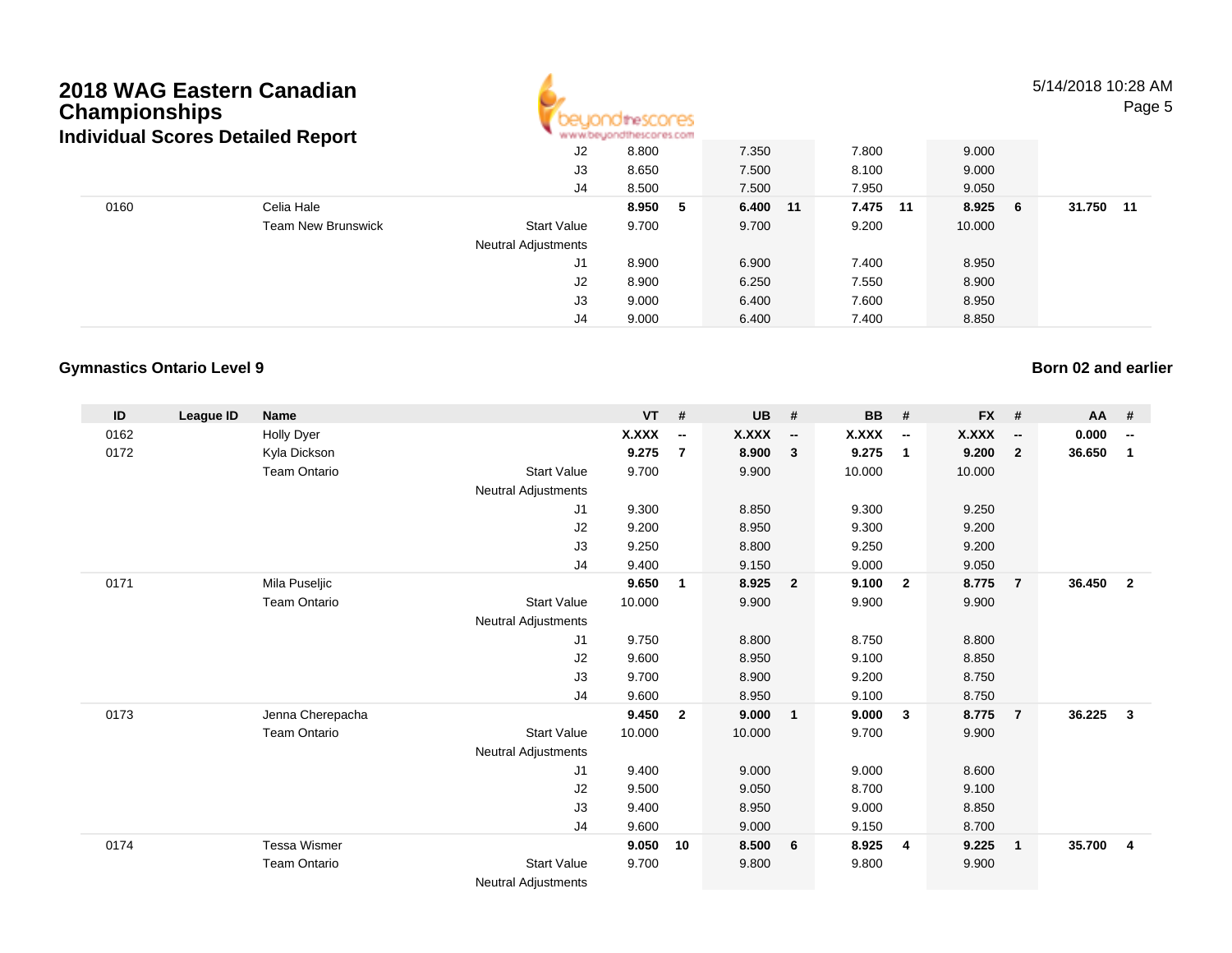# 2018 WAG Eastern Canadian Championships

## Individual Scores Detailed Report

| ID | League ID | Name | | VT | # | UB | # | BB | # | FX | # | AA | # |
|---|---|---|---|---|---|---|---|---|---|---|---|---|---|
| | | | J2 | 8.800 | | 7.350 | | 7.800 | | 9.000 | | | |
| | | | J3 | 8.650 | | 7.500 | | 8.100 | | 9.000 | | | |
| | | | J4 | 8.500 | | 7.500 | | 7.950 | | 9.050 | | | |
| 0160 | | Celia Hale | | **8.950** | **5** | **6.400** | **11** | **7.475** | **11** | **8.925** | **6** | **31.750** | **11** |
| | | Team New Brunswick | Start Value | 9.700 | | 9.700 | | 9.200 | | 10.000 | | | |
| | | | Neutral Adjustments | | | | | | | | | | |
| | | | J1 | 8.900 | | 6.900 | | 7.400 | | 8.950 | | | |
| | | | J2 | 8.900 | | 6.250 | | 7.550 | | 8.900 | | | |
| | | | J3 | 9.000 | | 6.400 | | 7.600 | | 8.950 | | | |
| | | | J4 | 9.000 | | 6.400 | | 7.400 | | 8.850 | | | |

### Gymnastics Ontario Level 9

**Born 02 and earlier**

| ID | League ID | Name | | VT | # | UB | # | BB | # | FX | # | AA | # |
|---|---|---|---|---|---|---|---|---|---|---|---|---|---|
| 0162 | | Holly Dyer | | **X.XXX** | **--** | **X.XXX** | **--** | **X.XXX** | **--** | **X.XXX** | **--** | **0.000** | **--** |
| 0172 | | Kyla Dickson | | **9.275** | **7** | **8.900** | **3** | **9.275** | **1** | **9.200** | **2** | **36.650** | **1** |
| | | Team Ontario | Start Value | 9.700 | | 9.900 | | 10.000 | | 10.000 | | | |
| | | | Neutral Adjustments | | | | | | | | | | |
| | | | J1 | 9.300 | | 8.850 | | 9.300 | | 9.250 | | | |
| | | | J2 | 9.200 | | 8.950 | | 9.300 | | 9.200 | | | |
| | | | J3 | 9.250 | | 8.800 | | 9.250 | | 9.200 | | | |
| | | | J4 | 9.400 | | 9.150 | | 9.000 | | 9.050 | | | |
| 0171 | | Mila Puseljic | | **9.650** | **1** | **8.925** | **2** | **9.100** | **2** | **8.775** | **7** | **36.450** | **2** |
| | | Team Ontario | Start Value | 10.000 | | 9.900 | | 9.900 | | 9.900 | | | |
| | | | Neutral Adjustments | | | | | | | | | | |
| | | | J1 | 9.750 | | 8.800 | | 8.750 | | 8.800 | | | |
| | | | J2 | 9.600 | | 8.950 | | 9.100 | | 8.850 | | | |
| | | | J3 | 9.700 | | 8.900 | | 9.200 | | 8.750 | | | |
| | | | J4 | 9.600 | | 8.950 | | 9.100 | | 8.750 | | | |
| 0173 | | Jenna Cherepacha | | **9.450** | **2** | **9.000** | **1** | **9.000** | **3** | **8.775** | **7** | **36.225** | **3** |
| | | Team Ontario | Start Value | 10.000 | | 10.000 | | 9.700 | | 9.900 | | | |
| | | | Neutral Adjustments | | | | | | | | | | |
| | | | J1 | 9.400 | | 9.000 | | 9.000 | | 8.600 | | | |
| | | | J2 | 9.500 | | 9.050 | | 8.700 | | 9.100 | | | |
| | | | J3 | 9.400 | | 8.950 | | 9.000 | | 8.850 | | | |
| | | | J4 | 9.600 | | 9.000 | | 9.150 | | 8.700 | | | |
| 0174 | | Tessa Wismer | | **9.050** | **10** | **8.500** | **6** | **8.925** | **4** | **9.225** | **1** | **35.700** | **4** |
| | | Team Ontario | Start Value | 9.700 | | 9.800 | | 9.800 | | 9.900 | | | |
| | | | Neutral Adjustments | | | | | | | | | | |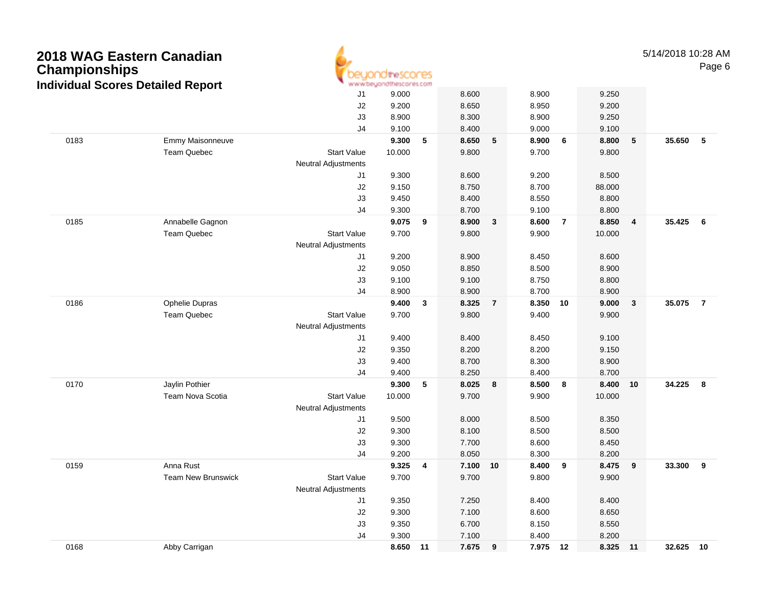# 2018 WAG Eastern Canadian Championships

## Individual Scores Detailed Report

5/14/2018 10:28 AM

| | | | | | | | | | | | | |
|---|---|---|---|---|---|---|---|---|---|---|---|---|
| | | J1 | 9.000 | | 8.600 | | 8.900 | | 9.250 | | | |
| | | J2 | 9.200 | | 8.650 | | 8.950 | | 9.200 | | | |
| | | J3 | 8.900 | | 8.300 | | 8.900 | | 9.250 | | | |
| | | J4 | 9.100 | | 8.400 | | 9.000 | | 9.100 | | | |
| 0183 | Emmy Maisonneuve | | **9.300** | **5** | **8.650** | **5** | **8.900** | **6** | **8.800** | **5** | **35.650** | **5** |
| | Team Quebec | Start Value | 10.000 | | 9.800 | | 9.700 | | 9.800 | | | |
| | | Neutral Adjustments | | | | | | | | | | |
| | | J1 | 9.300 | | 8.600 | | 9.200 | | 8.500 | | | |
| | | J2 | 9.150 | | 8.750 | | 8.700 | | 88.000 | | | |
| | | J3 | 9.450 | | 8.400 | | 8.550 | | 8.800 | | | |
| | | J4 | 9.300 | | 8.700 | | 9.100 | | 8.800 | | | |
| 0185 | Annabelle Gagnon | | **9.075** | **9** | **8.900** | **3** | **8.600** | **7** | **8.850** | **4** | **35.425** | **6** |
| | Team Quebec | Start Value | 9.700 | | 9.800 | | 9.900 | | 10.000 | | | |
| | | Neutral Adjustments | | | | | | | | | | |
| | | J1 | 9.200 | | 8.900 | | 8.450 | | 8.600 | | | |
| | | J2 | 9.050 | | 8.850 | | 8.500 | | 8.900 | | | |
| | | J3 | 9.100 | | 9.100 | | 8.750 | | 8.800 | | | |
| | | J4 | 8.900 | | 8.900 | | 8.700 | | 8.900 | | | |
| 0186 | Ophelie Dupras | | **9.400** | **3** | **8.325** | **7** | **8.350** | **10** | **9.000** | **3** | **35.075** | **7** |
| | Team Quebec | Start Value | 9.700 | | 9.800 | | 9.400 | | 9.900 | | | |
| | | Neutral Adjustments | | | | | | | | | | |
| | | J1 | 9.400 | | 8.400 | | 8.450 | | 9.100 | | | |
| | | J2 | 9.350 | | 8.200 | | 8.200 | | 9.150 | | | |
| | | J3 | 9.400 | | 8.700 | | 8.300 | | 8.900 | | | |
| | | J4 | 9.400 | | 8.250 | | 8.400 | | 8.700 | | | |
| 0170 | Jaylin Pothier | | **9.300** | **5** | **8.025** | **8** | **8.500** | **8** | **8.400** | **10** | **34.225** | **8** |
| | Team Nova Scotia | Start Value | 10.000 | | 9.700 | | 9.900 | | 10.000 | | | |
| | | Neutral Adjustments | | | | | | | | | | |
| | | J1 | 9.500 | | 8.000 | | 8.500 | | 8.350 | | | |
| | | J2 | 9.300 | | 8.100 | | 8.500 | | 8.500 | | | |
| | | J3 | 9.300 | | 7.700 | | 8.600 | | 8.450 | | | |
| | | J4 | 9.200 | | 8.050 | | 8.300 | | 8.200 | | | |
| 0159 | Anna Rust | | **9.325** | **4** | **7.100** | **10** | **8.400** | **9** | **8.475** | **9** | **33.300** | **9** |
| | Team New Brunswick | Start Value | 9.700 | | 9.700 | | 9.800 | | 9.900 | | | |
| | | Neutral Adjustments | | | | | | | | | | |
| | | J1 | 9.350 | | 7.250 | | 8.400 | | 8.400 | | | |
| | | J2 | 9.300 | | 7.100 | | 8.600 | | 8.650 | | | |
| | | J3 | 9.350 | | 6.700 | | 8.150 | | 8.550 | | | |
| | | J4 | 9.300 | | 7.100 | | 8.400 | | 8.200 | | | |
| 0168 | Abby Carrigan | | **8.650** | **11** | **7.675** | **9** | **7.975** | **12** | **8.325** | **11** | **32.625** | **10** |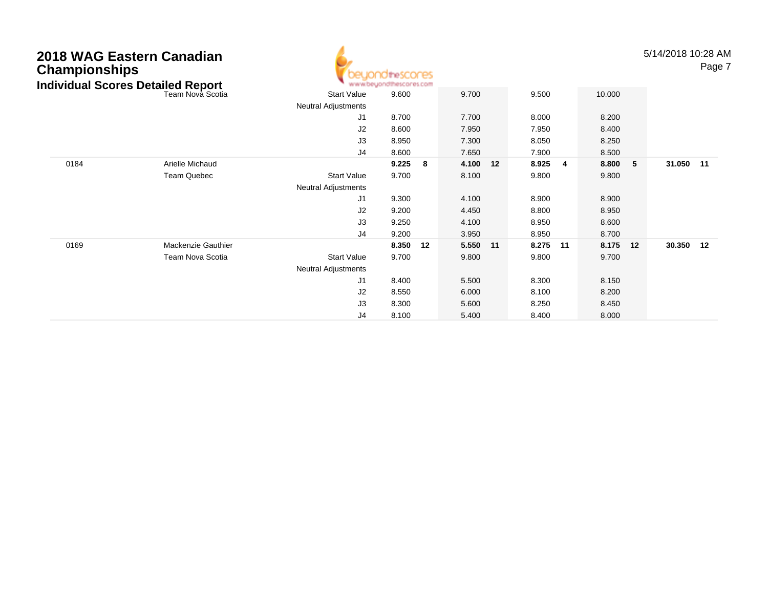# 2018 WAG Eastern Canadian Championships

## Individual Scores Detailed Report

| | | | | | | | | | | | | |
|---|---|---|---|---|---|---|---|---|---|---|---|---|
| | Team Nova Scotia | Start Value | 9.600 | | 9.700 | | 9.500 | | 10.000 | | | |
| | | Neutral Adjustments | | | | | | | | | | |
| | | J1 | 8.700 | | 7.700 | | 8.000 | | 8.200 | | | |
| | | J2 | 8.600 | | 7.950 | | 7.950 | | 8.400 | | | |
| | | J3 | 8.950 | | 7.300 | | 8.050 | | 8.250 | | | |
| | | J4 | 8.600 | | 7.650 | | 7.900 | | 8.500 | | | |
| 0184 | Arielle Michaud | | **9.225** | **8** | **4.100** | **12** | **8.925** | **4** | **8.800** | **5** | **31.050** | **11** |
| | Team Quebec | Start Value | 9.700 | | 8.100 | | 9.800 | | 9.800 | | | |
| | | Neutral Adjustments | | | | | | | | | | |
| | | J1 | 9.300 | | 4.100 | | 8.900 | | 8.900 | | | |
| | | J2 | 9.200 | | 4.450 | | 8.800 | | 8.950 | | | |
| | | J3 | 9.250 | | 4.100 | | 8.950 | | 8.600 | | | |
| | | J4 | 9.200 | | 3.950 | | 8.950 | | 8.700 | | | |
| 0169 | Mackenzie Gauthier | | **8.350** | **12** | **5.550** | **11** | **8.275** | **11** | **8.175** | **12** | **30.350** | **12** |
| | Team Nova Scotia | Start Value | 9.700 | | 9.800 | | 9.800 | | 9.700 | | | |
| | | Neutral Adjustments | | | | | | | | | | |
| | | J1 | 8.400 | | 5.500 | | 8.300 | | 8.150 | | | |
| | | J2 | 8.550 | | 6.000 | | 8.100 | | 8.200 | | | |
| | | J3 | 8.300 | | 5.600 | | 8.250 | | 8.450 | | | |
| | | J4 | 8.100 | | 5.400 | | 8.400 | | 8.000 | | | |